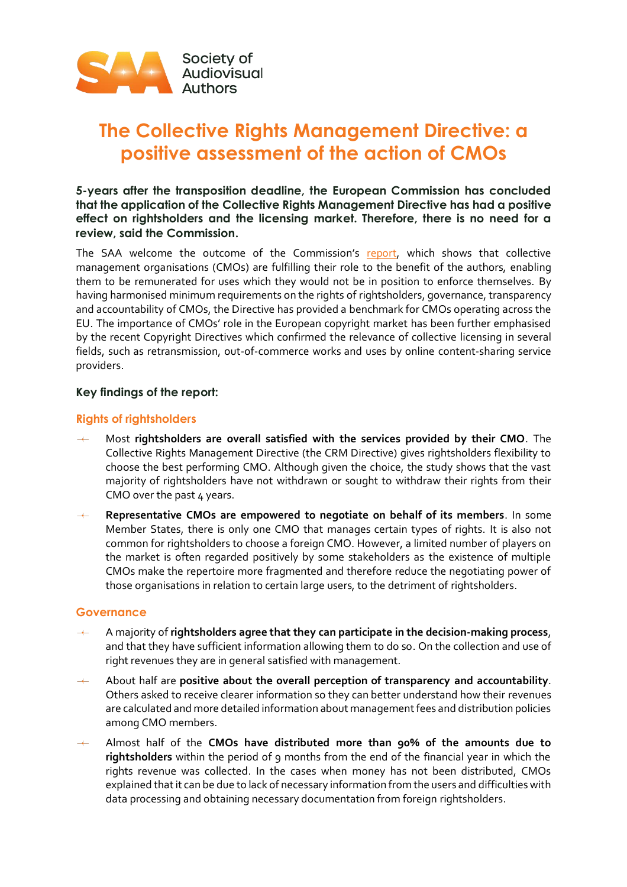# The Collective Rights Management Directive: a positive assessment of the action of CMOs

**5-years after the transposition deadline, the European Commission has concluded that the application of the Collective Rights Management Directive has had a positive effect on rightsholders and the licensing market. Therefore, there is no need for a review, said the Commission.**

The SAA welcome the outcome of the Commission's report, which shows that collective management organisations (CMOs) are fulfilling their role to the benefit of the authors, enabling them to be remunerated for uses which they would not be in position to enforce themselves. By having harmonised minimum requirements on the rights of rightsholders, governance, transparency and accountability of CMOs, the Directive has provided a benchmark for CMOs operating across the EU. The importance of CMOs' role in the European copyright market has been further emphasised by the recent Copyright Directives which confirmed the relevance of collective licensing in several fields, such as retransmission, out-of-commerce works and uses by online content-sharing service providers.

### Key findings of the report:

### Rights of rightsholders

- Most **rightsholders are overall satisfied with the services provided by their CMO**. The Collective Rights Management Directive (the CRM Directive) gives rightsholders flexibility to choose the best performing CMO. Although given the choice, the study shows that the vast majority of rightsholders have not withdrawn or sought to withdraw their rights from their CMO over the past 4 years.
- **Representative CMOs are empowered to negotiate on behalf of its members**. In some Member States, there is only one CMO that manages certain types of rights. It is also not common for rightsholders to choose a foreign CMO. However, a limited number of players on the market is often regarded positively by some stakeholders as the existence of multiple CMOs make the repertoire more fragmented and therefore reduce the negotiating power of those organisations in relation to certain large users, to the detriment of rightsholders.

### Governance

- A majority of **rightsholders agree that they can participate in the decision-making process**, and that they have sufficient information allowing them to do so. On the collection and use of right revenues they are in general satisfied with management.
- About half are **positive about the overall perception of transparency and accountability**. Others asked to receive clearer information so they can better understand how their revenues are calculated and more detailed information about management fees and distribution policies among CMO members.
- Almost half of the **CMOs have distributed more than 90% of the amounts due to rightsholders** within the period of 9 months from the end of the financial year in which the rights revenue was collected. In the cases when money has not been distributed, CMOs explained that it can be due to lack of necessary information from the users and difficulties with data processing and obtaining necessary documentation from foreign rightsholders.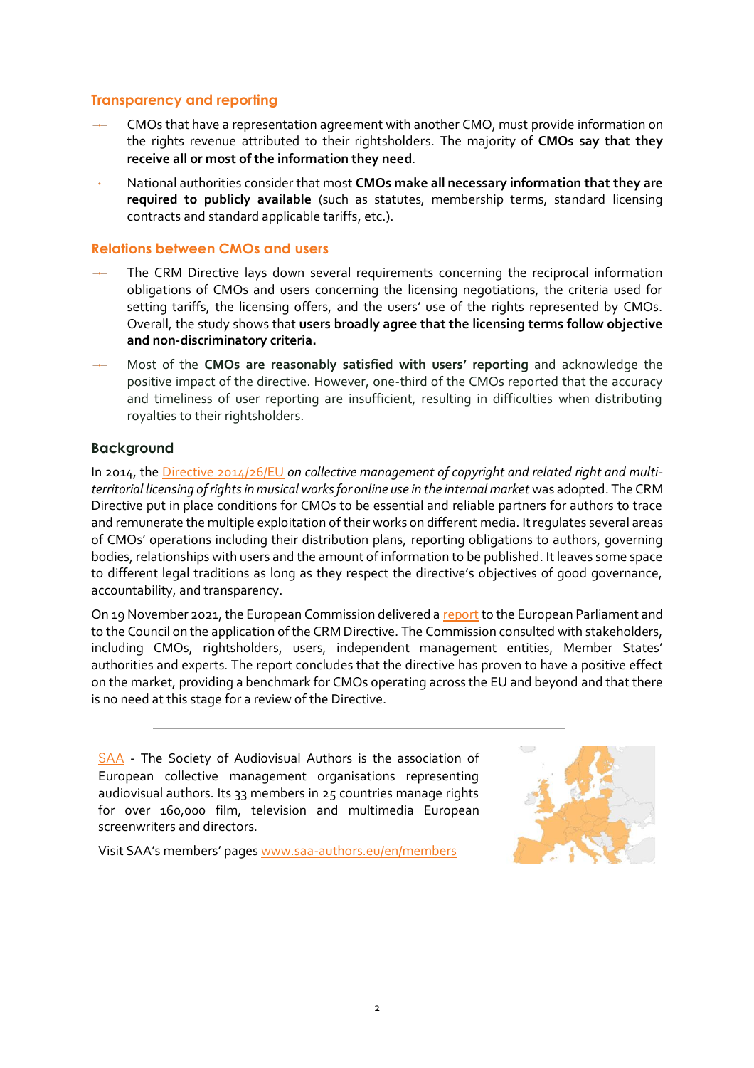## Transparency and reporting

- CMOs that have a representation agreement with another CMO, must provide information on the rights revenue attributed to their rightsholders. The majority of **CMOs say that they receive all or most of the information they need**.
- National authorities consider that most **CMOs make all necessary information that they are required to publicly available** (such as statutes, membership terms, standard licensing contracts and standard applicable tariffs, etc.).

## Relations between CMOs and users

- The CRM Directive lays down several requirements concerning the reciprocal information obligations of CMOs and users concerning the licensing negotiations, the criteria used for setting tariffs, the licensing offers, and the users' use of the rights represented by CMOs. Overall, the study shows that **users broadly agree that the licensing terms follow objective and non-discriminatory criteria.**
- Most of the **CMOs are reasonably satisfied with users' reporting** and acknowledge the positive impact of the directive. However, one-third of the CMOs reported that the accuracy and timeliness of user reporting are insufficient, resulting in difficulties when distributing royalties to their rightsholders.

## Background

In 2014, the Directive 2014/26/EU *on collective management of copyright and related right and multi-territorial licensing of rights in musical works for online use in the internal market* was adopted. The CRM Directive put in place conditions for CMOs to be essential and reliable partners for authors to trace and remunerate the multiple exploitation of their works on different media. It regulates several areas of CMOs' operations including their distribution plans, reporting obligations to authors, governing bodies, relationships with users and the amount of information to be published. It leaves some space to different legal traditions as long as they respect the directive's objectives of good governance, accountability, and transparency.

On 19 November 2021, the European Commission delivered a report to the European Parliament and to the Council on the application of the CRM Directive. The Commission consulted with stakeholders, including CMOs, rightsholders, users, independent management entities, Member States' authorities and experts. The report concludes that the directive has proven to have a positive effect on the market, providing a benchmark for CMOs operating across the EU and beyond and that there is no need at this stage for a review of the Directive.

---

SAA - The Society of Audiovisual Authors is the association of European collective management organisations representing audiovisual authors. Its 33 members in 25 countries manage rights for over 160,000 film, television and multimedia European screenwriters and directors.

Visit SAA's members' pages www.saa-authors.eu/en/members